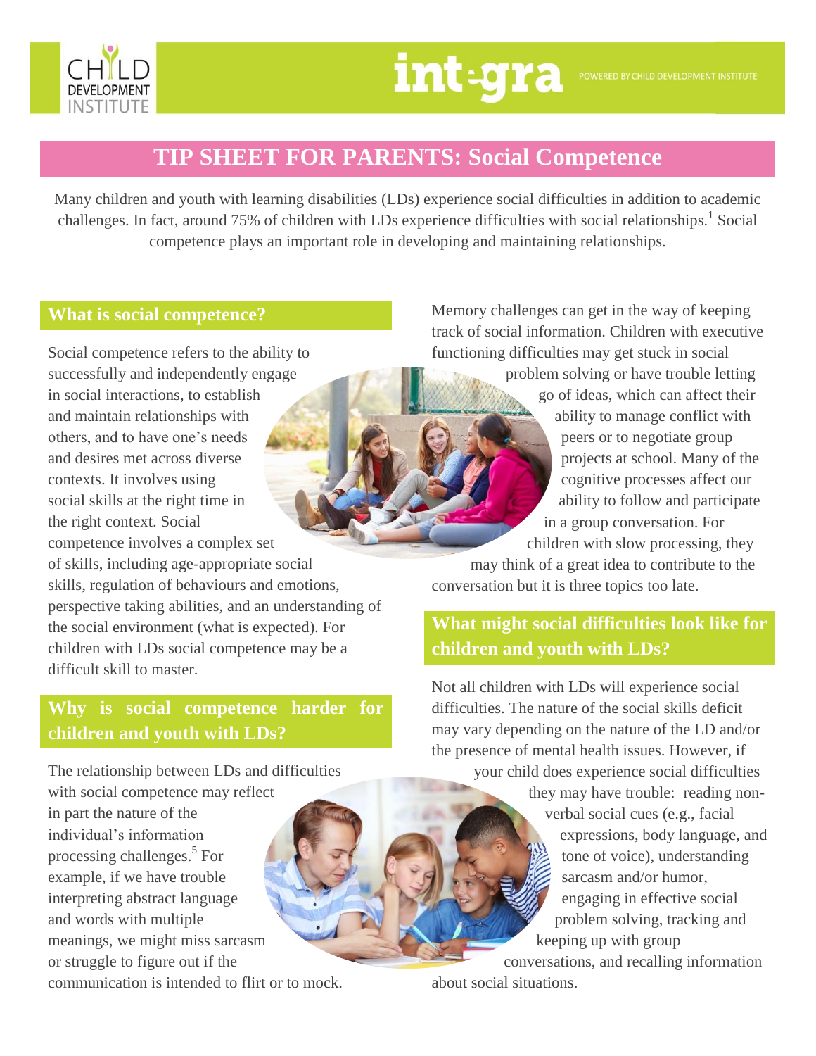# TIP SHEET FOR PARENTS: Social Competence

Many children and youth with learning disabilities (LDs) experience social difficulties in addition to academic challenges. In fact, around 75% of children with LDs experience difficulties with social relationships.[1] Social competence plays an important role in developing and maintaining relationships.

## What is social competence?

Social competence refers to the ability to successfully and independently engage in social interactions, to establish and maintain relationships with others, and to have one's needs and desires met across diverse contexts. It involves using social skills at the right time in the right context. Social competence involves a complex set of skills, including age-appropriate social skills, regulation of behaviours and emotions, perspective taking abilities, and an understanding of the social environment (what is expected). For children with LDs social competence may be a difficult skill to master.

## Why is social competence harder for children and youth with LDs?

The relationship between LDs and difficulties with social competence may reflect in part the nature of the individual's information processing challenges.[5] For example, if we have trouble interpreting abstract language and words with multiple meanings, we might miss sarcasm or struggle to figure out if the communication is intended to flirt or to mock. Memory challenges can get in the way of keeping track of social information. Children with executive functioning difficulties may get stuck in social problem solving or have trouble letting go of ideas, which can affect their ability to manage conflict with peers or to negotiate group projects at school. Many of the cognitive processes affect our ability to follow and participate in a group conversation. For children with slow processing, they may think of a great idea to contribute to the conversation but it is three topics too late.

## What might social difficulties look like for children and youth with LDs?

Not all children with LDs will experience social difficulties. The nature of the social skills deficit may vary depending on the nature of the LD and/or the presence of mental health issues. However, if your child does experience social difficulties they may have trouble: reading non-verbal social cues (e.g., facial expressions, body language, and tone of voice), understanding sarcasm and/or humor, engaging in effective social problem solving, tracking and keeping up with group conversations, and recalling information about social situations.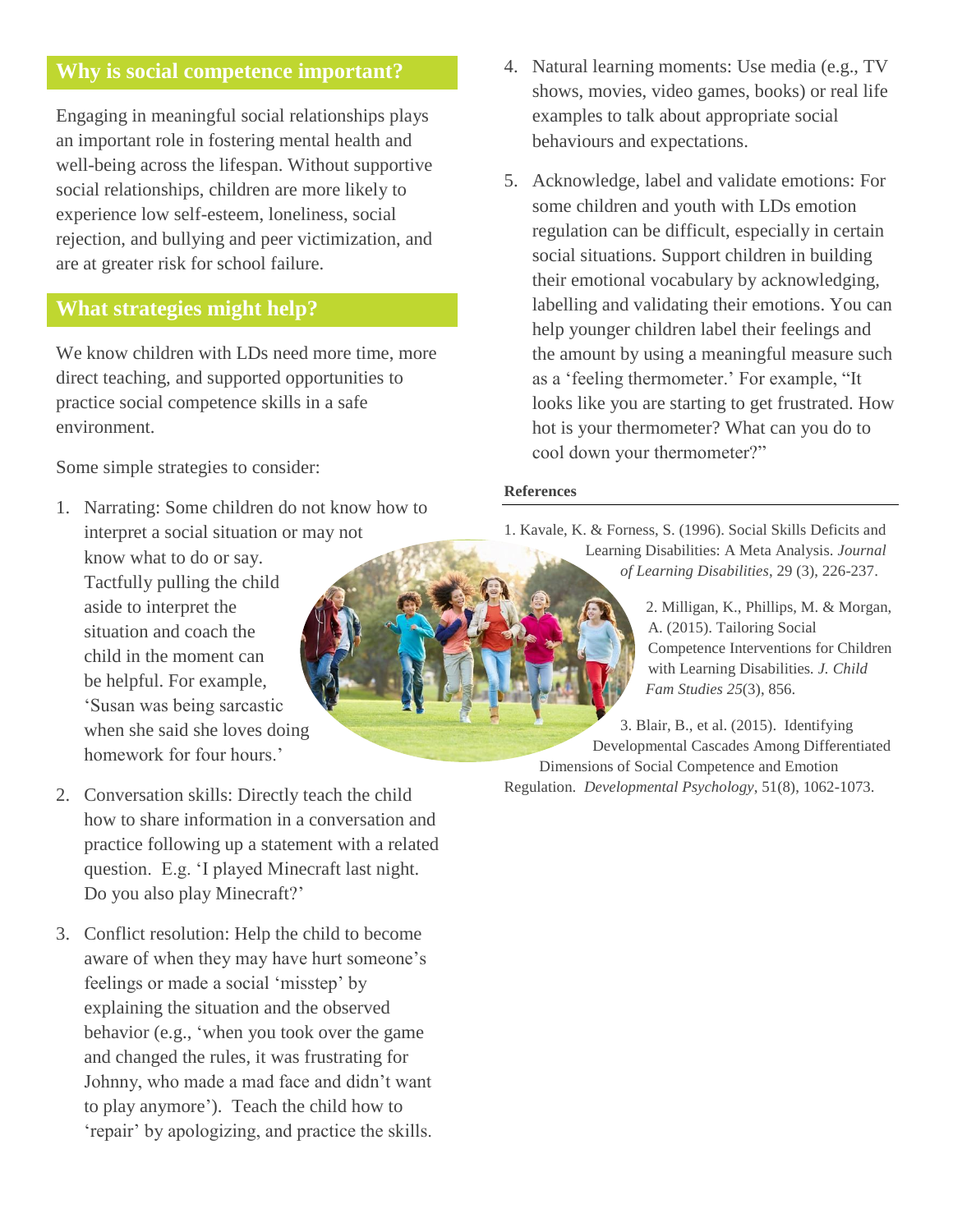## Why is social competence important?

Engaging in meaningful social relationships plays an important role in fostering mental health and well-being across the lifespan. Without supportive social relationships, children are more likely to experience low self-esteem, loneliness, social rejection, and bullying and peer victimization, and are at greater risk for school failure.

## What strategies might help?

We know children with LDs need more time, more direct teaching, and supported opportunities to practice social competence skills in a safe environment.

Some simple strategies to consider:

1. Narrating: Some children do not know how to interpret a social situation or may not know what to do or say. Tactfully pulling the child aside to interpret the situation and coach the child in the moment can be helpful. For example, 'Susan was being sarcastic when she said she loves doing homework for four hours.'

2. Conversation skills: Directly teach the child how to share information in a conversation and practice following up a statement with a related question. E.g. 'I played Minecraft last night. Do you also play Minecraft?'

3. Conflict resolution: Help the child to become aware of when they may have hurt someone's feelings or made a social 'misstep' by explaining the situation and the observed behavior (e.g., 'when you took over the game and changed the rules, it was frustrating for Johnny, who made a mad face and didn't want to play anymore'). Teach the child how to 'repair' by apologizing, and practice the skills.

4. Natural learning moments: Use media (e.g., TV shows, movies, video games, books) or real life examples to talk about appropriate social behaviours and expectations.

5. Acknowledge, label and validate emotions: For some children and youth with LDs emotion regulation can be difficult, especially in certain social situations. Support children in building their emotional vocabulary by acknowledging, labelling and validating their emotions. You can help younger children label their feelings and the amount by using a meaningful measure such as a 'feeling thermometer.' For example, "It looks like you are starting to get frustrated. How hot is your thermometer? What can you do to cool down your thermometer?"

**References**

1. Kavale, K. & Forness, S. (1996). Social Skills Deficits and Learning Disabilities: A Meta Analysis. *Journal of Learning Disabilities*, 29 (3), 226-237.

2. Milligan, K., Phillips, M. & Morgan, A. (2015). Tailoring Social Competence Interventions for Children with Learning Disabilities. *J. Child Fam Studies 25*(3), 856.

3. Blair, B., et al. (2015). Identifying Developmental Cascades Among Differentiated Dimensions of Social Competence and Emotion Regulation. *Developmental Psychology*, 51(8), 1062-1073.